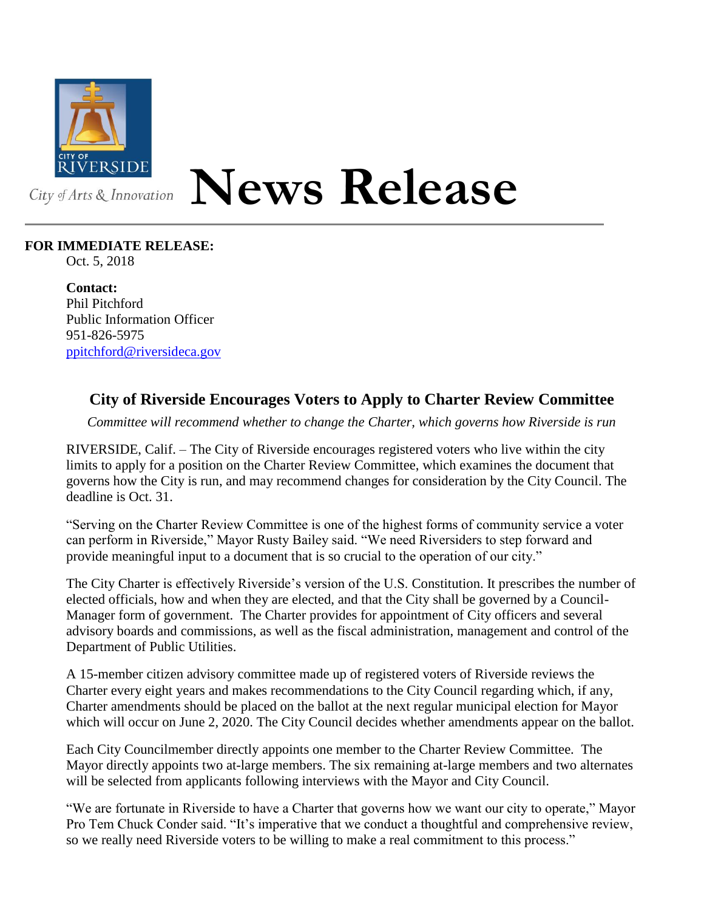City of Arts & Innovation

# News Release

**FOR IMMEDIATE RELEASE:**
Oct. 5, 2018

**Contact:**
Phil Pitchford
Public Information Officer
951-826-5975
ppitchford@riversideca.gov

## City of Riverside Encourages Voters to Apply to Charter Review Committee

*Committee will recommend whether to change the Charter, which governs how Riverside is run*

RIVERSIDE, Calif. – The City of Riverside encourages registered voters who live within the city limits to apply for a position on the Charter Review Committee, which examines the document that governs how the City is run, and may recommend changes for consideration by the City Council. The deadline is Oct. 31.

"Serving on the Charter Review Committee is one of the highest forms of community service a voter can perform in Riverside," Mayor Rusty Bailey said. "We need Riversiders to step forward and provide meaningful input to a document that is so crucial to the operation of our city."

The City Charter is effectively Riverside's version of the U.S. Constitution. It prescribes the number of elected officials, how and when they are elected, and that the City shall be governed by a Council-Manager form of government. The Charter provides for appointment of City officers and several advisory boards and commissions, as well as the fiscal administration, management and control of the Department of Public Utilities.

A 15-member citizen advisory committee made up of registered voters of Riverside reviews the Charter every eight years and makes recommendations to the City Council regarding which, if any, Charter amendments should be placed on the ballot at the next regular municipal election for Mayor which will occur on June 2, 2020. The City Council decides whether amendments appear on the ballot.

Each City Councilmember directly appoints one member to the Charter Review Committee. The Mayor directly appoints two at-large members. The six remaining at-large members and two alternates will be selected from applicants following interviews with the Mayor and City Council.

"We are fortunate in Riverside to have a Charter that governs how we want our city to operate," Mayor Pro Tem Chuck Conder said. "It's imperative that we conduct a thoughtful and comprehensive review, so we really need Riverside voters to be willing to make a real commitment to this process."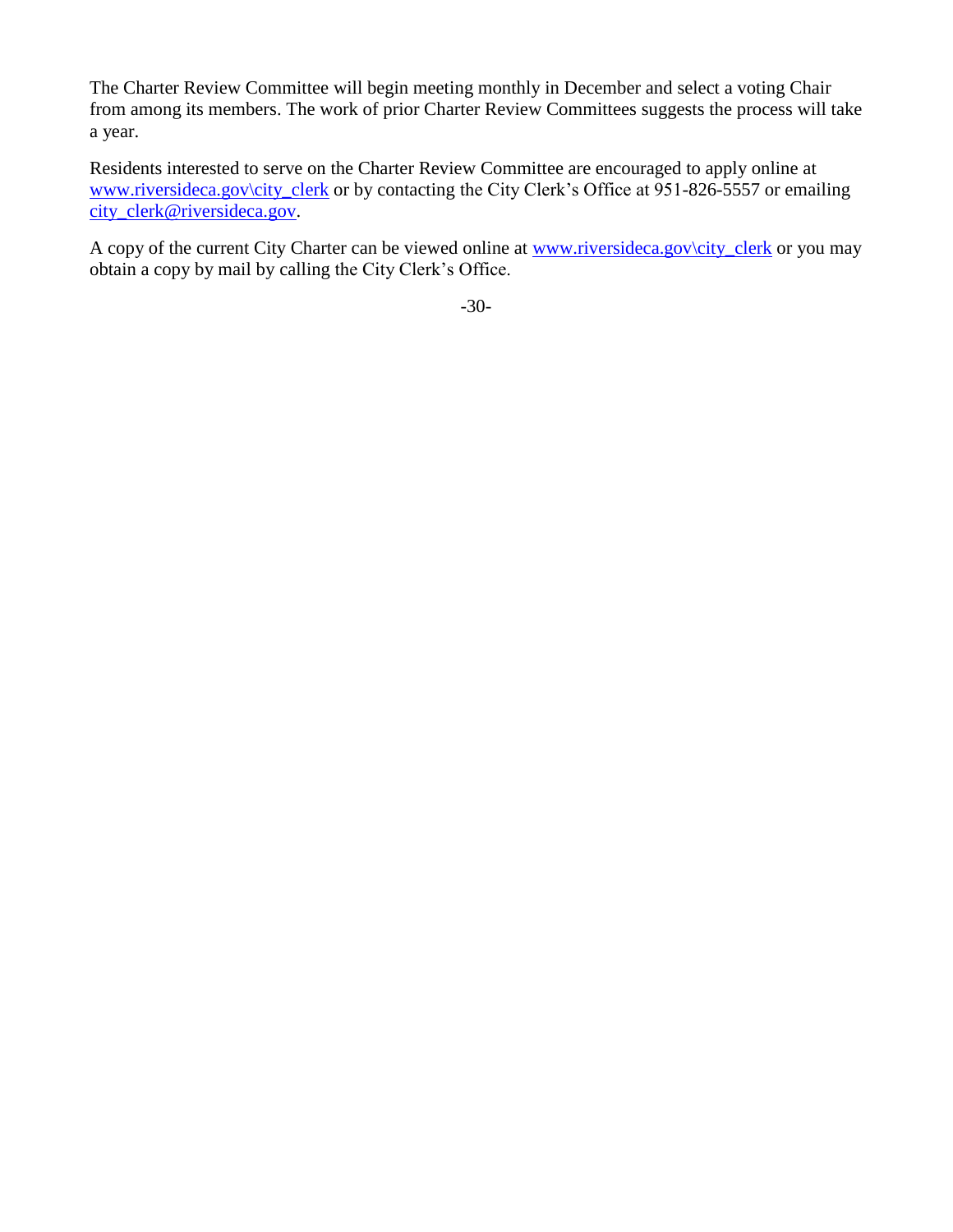The Charter Review Committee will begin meeting monthly in December and select a voting Chair from among its members. The work of prior Charter Review Committees suggests the process will take a year.

Residents interested to serve on the Charter Review Committee are encouraged to apply online at www.riversideca.gov\city_clerk or by contacting the City Clerk's Office at 951-826-5557 or emailing city_clerk@riversideca.gov.

A copy of the current City Charter can be viewed online at www.riversideca.gov\city_clerk or you may obtain a copy by mail by calling the City Clerk's Office.

-30-